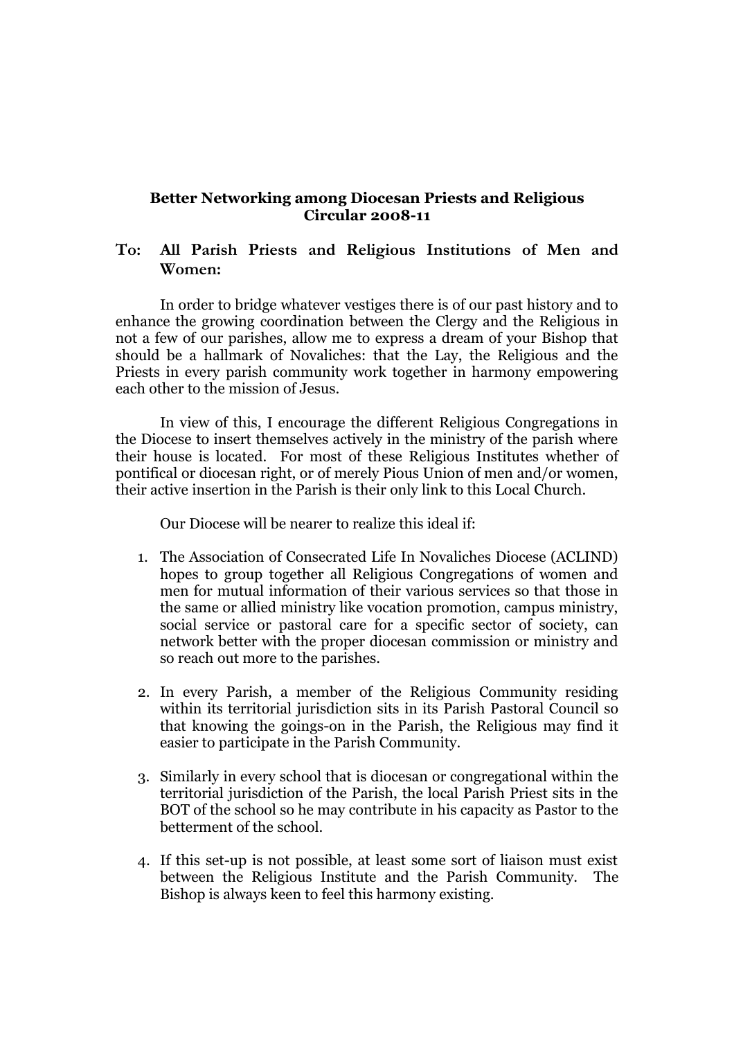**Better Networking among Diocesan Priests and Religious**
**Circular 2008-11**

**To: All Parish Priests and Religious Institutions of Men and Women:**

In order to bridge whatever vestiges there is of our past history and to enhance the growing coordination between the Clergy and the Religious in not a few of our parishes, allow me to express a dream of your Bishop that should be a hallmark of Novaliches: that the Lay, the Religious and the Priests in every parish community work together in harmony empowering each other to the mission of Jesus.

In view of this, I encourage the different Religious Congregations in the Diocese to insert themselves actively in the ministry of the parish where their house is located. For most of these Religious Institutes whether of pontifical or diocesan right, or of merely Pious Union of men and/or women, their active insertion in the Parish is their only link to this Local Church.

Our Diocese will be nearer to realize this ideal if:

1. The Association of Consecrated Life In Novaliches Diocese (ACLIND) hopes to group together all Religious Congregations of women and men for mutual information of their various services so that those in the same or allied ministry like vocation promotion, campus ministry, social service or pastoral care for a specific sector of society, can network better with the proper diocesan commission or ministry and so reach out more to the parishes.

2. In every Parish, a member of the Religious Community residing within its territorial jurisdiction sits in its Parish Pastoral Council so that knowing the goings-on in the Parish, the Religious may find it easier to participate in the Parish Community.

3. Similarly in every school that is diocesan or congregational within the territorial jurisdiction of the Parish, the local Parish Priest sits in the BOT of the school so he may contribute in his capacity as Pastor to the betterment of the school.

4. If this set-up is not possible, at least some sort of liaison must exist between the Religious Institute and the Parish Community. The Bishop is always keen to feel this harmony existing.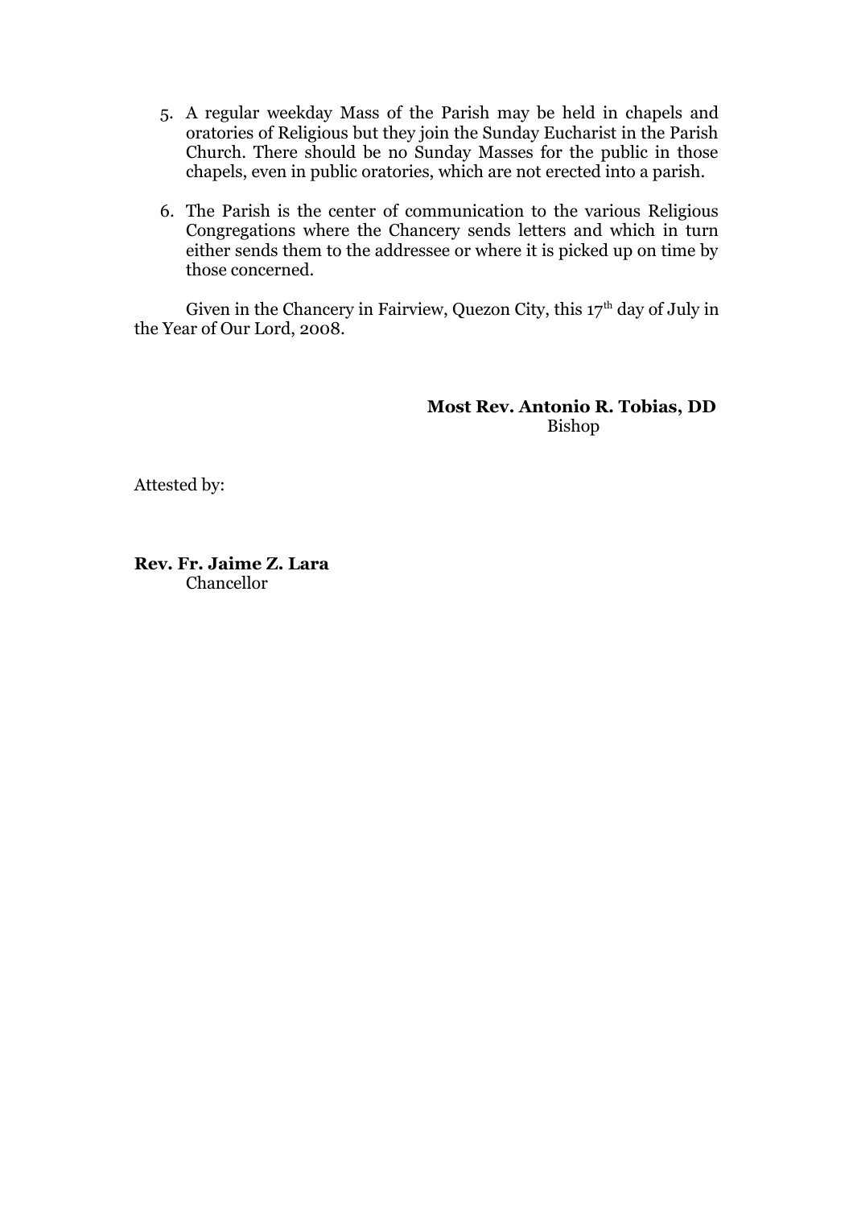5. A regular weekday Mass of the Parish may be held in chapels and oratories of Religious but they join the Sunday Eucharist in the Parish Church. There should be no Sunday Masses for the public in those chapels, even in public oratories, which are not erected into a parish.

6. The Parish is the center of communication to the various Religious Congregations where the Chancery sends letters and which in turn either sends them to the addressee or where it is picked up on time by those concerned.

Given in the Chancery in Fairview, Quezon City, this 17th day of July in the Year of Our Lord, 2008.

**Most Rev. Antonio R. Tobias, DD**
Bishop

Attested by:

**Rev. Fr. Jaime Z. Lara**
Chancellor